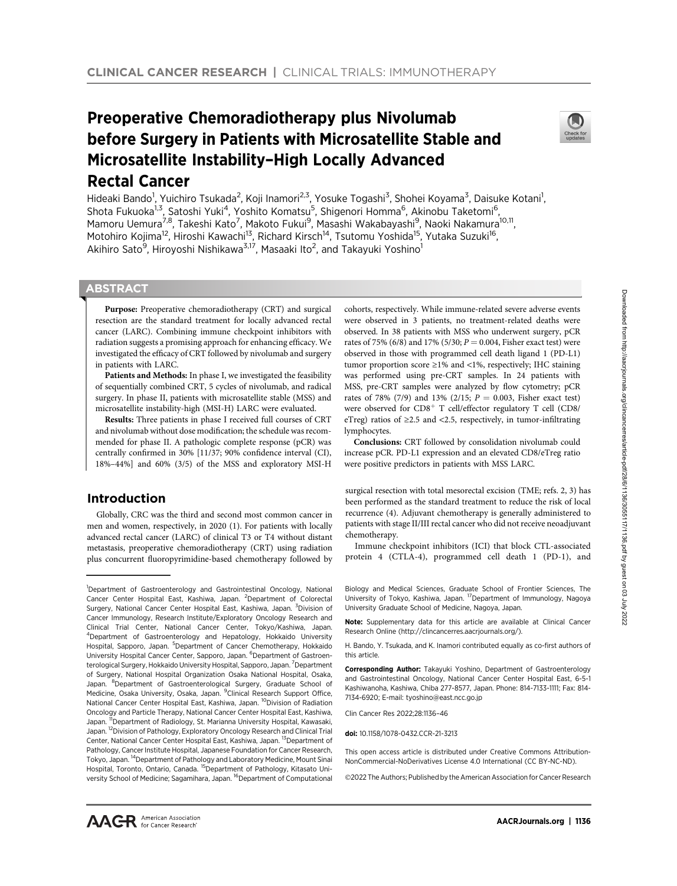CLINICAL CANCER RESEARCH | CLINICAL TRIALS: IMMUNOTHERAPY

# Preoperative Chemoradiotherapy plus Nivolumab before Surgery in Patients with Microsatellite Stable and Microsatellite Instability–High Locally Advanced Rectal Cancer

Hideaki Bando[1], Yuichiro Tsukada[2], Koji Inamori[2,3], Yosuke Togashi[3], Shohei Koyama[3], Daisuke Kotani[1], Shota Fukuoka[1,3], Satoshi Yuki[4], Yoshito Komatsu[5], Shigenori Homma[6], Akinobu Taketomi[6], Mamoru Uemura[7,8], Takeshi Kato[7], Makoto Fukui[9], Masashi Wakabayashi[9], Naoki Nakamura[10,11], Motohiro Kojima[12], Hiroshi Kawachi[13], Richard Kirsch[14], Tsutomu Yoshida[15], Yutaka Suzuki[16], Akihiro Sato[9], Hiroyoshi Nishikawa[3,17], Masaaki Ito[2], and Takayuki Yoshino[1]

## ABSTRACT

**Purpose:** Preoperative chemoradiotherapy (CRT) and surgical resection are the standard treatment for locally advanced rectal cancer (LARC). Combining immune checkpoint inhibitors with radiation suggests a promising approach for enhancing efficacy. We investigated the efficacy of CRT followed by nivolumab and surgery in patients with LARC.

**Patients and Methods:** In phase I, we investigated the feasibility of sequentially combined CRT, 5 cycles of nivolumab, and radical surgery. In phase II, patients with microsatellite stable (MSS) and microsatellite instability-high (MSI-H) LARC were evaluated.

**Results:** Three patients in phase I received full courses of CRT and nivolumab without dose modification; the schedule was recommended for phase II. A pathologic complete response (pCR) was centrally confirmed in 30% [11/37; 90% confidence interval (CI), 18%–44%] and 60% (3/5) of the MSS and exploratory MSI-H cohorts, respectively. While immune-related severe adverse events were observed in 3 patients, no treatment-related deaths were observed. In 38 patients with MSS who underwent surgery, pCR rates of 75% (6/8) and 17% (5/30; $P = 0.004$, Fisher exact test) were observed in those with programmed cell death ligand 1 (PD-L1) tumor proportion score ≥1% and <1%, respectively; IHC staining was performed using pre-CRT samples. In 24 patients with MSS, pre-CRT samples were analyzed by flow cytometry; pCR rates of 78% (7/9) and 13% (2/15; $P = 0.003$, Fisher exact test) were observed for $CD8^+$ T cell/effector regulatory T cell (CD8/eTreg) ratios of ≥2.5 and <2.5, respectively, in tumor-infiltrating lymphocytes.

**Conclusions:** CRT followed by consolidation nivolumab could increase pCR. PD-L1 expression and an elevated CD8/eTreg ratio were positive predictors in patients with MSS LARC.

## Introduction

Globally, CRC was the third and second most common cancer in men and women, respectively, in 2020 (1). For patients with locally advanced rectal cancer (LARC) of clinical T3 or T4 without distant metastasis, preoperative chemoradiotherapy (CRT) using radiation plus concurrent fluoropyrimidine-based chemotherapy followed by surgical resection with total mesorectal excision (TME; refs. 2, 3) has been performed as the standard treatment to reduce the risk of local recurrence (4). Adjuvant chemotherapy is generally administered to patients with stage II/III rectal cancer who did not receive neoadjuvant chemotherapy.

Immune checkpoint inhibitors (ICI) that block CTL-associated protein 4 (CTLA-4), programmed cell death 1 (PD-1), and

---

[1]Department of Gastroenterology and Gastrointestinal Oncology, National Cancer Center Hospital East, Kashiwa, Japan. [2]Department of Colorectal Surgery, National Cancer Center Hospital East, Kashiwa, Japan. [3]Division of Cancer Immunology, Research Institute/Exploratory Oncology Research and Clinical Trial Center, National Cancer Center, Tokyo/Kashiwa, Japan. [4]Department of Gastroenterology and Hepatology, Hokkaido University Hospital, Sapporo, Japan. [5]Department of Cancer Chemotherapy, Hokkaido University Hospital Cancer Center, Sapporo, Japan. [6]Department of Gastroenterological Surgery, Hokkaido University Hospital, Sapporo, Japan. [7]Department of Surgery, National Hospital Organization Osaka National Hospital, Osaka, Japan. [8]Department of Gastroenterological Surgery, Graduate School of Medicine, Osaka University, Osaka, Japan. [9]Clinical Research Support Office, National Cancer Center Hospital East, Kashiwa, Japan. [10]Division of Radiation Oncology and Particle Therapy, National Cancer Center Hospital East, Kashiwa, Japan. [11]Department of Radiology, St. Marianna University Hospital, Kawasaki, Japan. [12]Division of Pathology, Exploratory Oncology Research and Clinical Trial Center, National Cancer Center Hospital East, Kashiwa, Japan. [13]Department of Pathology, Cancer Institute Hospital, Japanese Foundation for Cancer Research, Tokyo, Japan. [14]Department of Pathology and Laboratory Medicine, Mount Sinai Hospital, Toronto, Ontario, Canada. [15]Department of Pathology, Kitasato University School of Medicine; Sagamihara, Japan. [16]Department of Computational Biology and Medical Sciences, Graduate School of Frontier Sciences, The University of Tokyo, Kashiwa, Japan. [17]Department of Immunology, Nagoya University Graduate School of Medicine, Nagoya, Japan.

**Note:** Supplementary data for this article are available at Clinical Cancer Research Online (http://clincancerres.aacrjournals.org/).

H. Bando, Y. Tsukada, and K. Inamori contributed equally as co-first authors of this article.

**Corresponding Author:** Takayuki Yoshino, Department of Gastroenterology and Gastrointestinal Oncology, National Cancer Center Hospital East, 6-5-1 Kashiwanoha, Kashiwa, Chiba 277-8577, Japan. Phone: 814-7133-1111; Fax: 814-7134-6920; E-mail: tyoshino@east.ncc.go.jp

Clin Cancer Res 2022;28:1136–46

**doi:** 10.1158/1078-0432.CCR-21-3213

This open access article is distributed under Creative Commons Attribution-NonCommercial-NoDerivatives License 4.0 International (CC BY-NC-ND).

©2022 The Authors; Published by the American Association for Cancer Research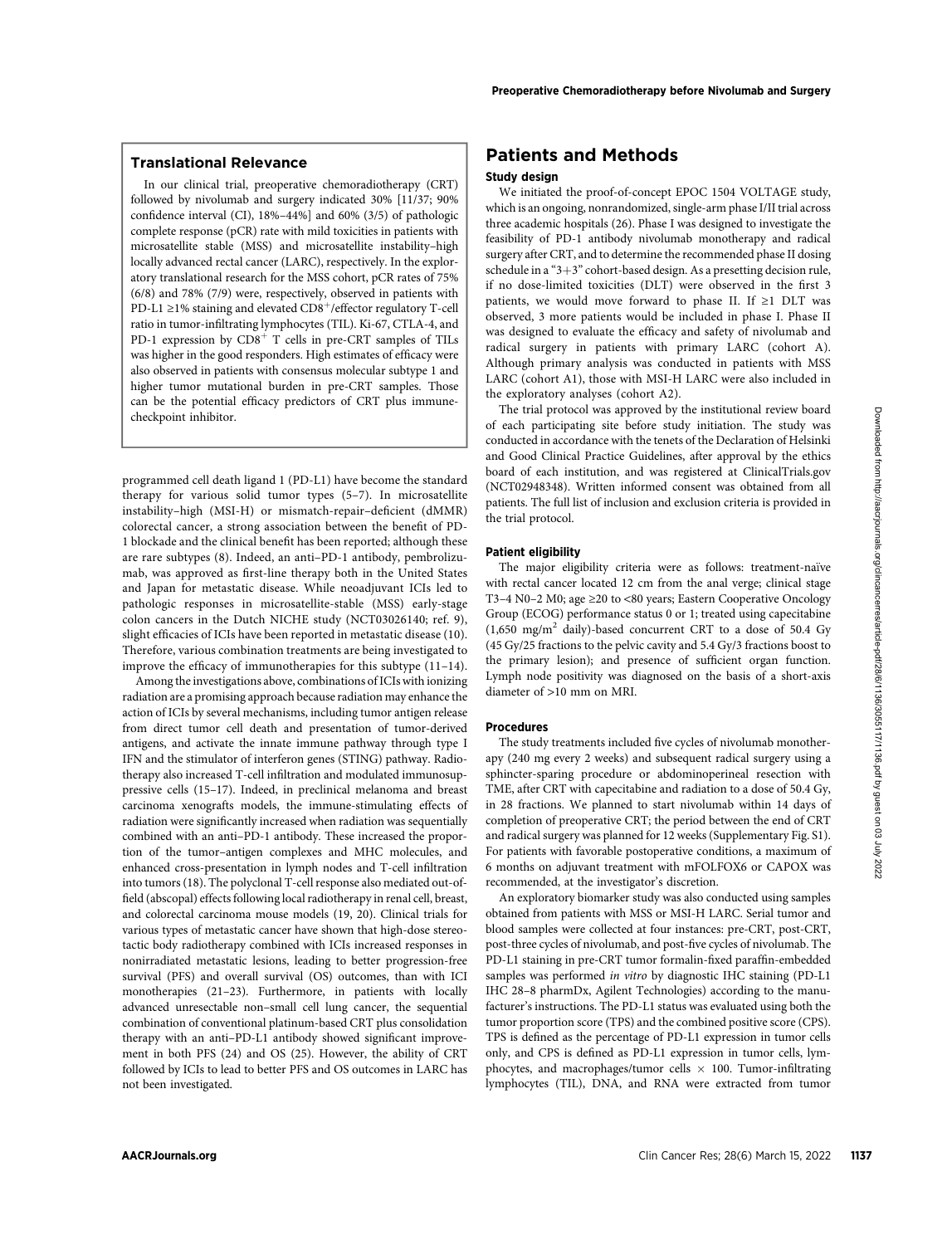## Translational Relevance

In our clinical trial, preoperative chemoradiotherapy (CRT) followed by nivolumab and surgery indicated 30% [11/37; 90% confidence interval (CI), 18%–44%] and 60% (3/5) of pathologic complete response (pCR) rate with mild toxicities in patients with microsatellite stable (MSS) and microsatellite instability–high locally advanced rectal cancer (LARC), respectively. In the exploratory translational research for the MSS cohort, pCR rates of 75% (6/8) and 78% (7/9) were, respectively, observed in patients with PD-L1 ≥1% staining and elevated $CD8^+$/effector regulatory T-cell ratio in tumor-infiltrating lymphocytes (TIL). Ki-67, CTLA-4, and PD-1 expression by $CD8^+$ T cells in pre-CRT samples of TILs was higher in the good responders. High estimates of efficacy were also observed in patients with consensus molecular subtype 1 and higher tumor mutational burden in pre-CRT samples. Those can be the potential efficacy predictors of CRT plus immune-checkpoint inhibitor.

programmed cell death ligand 1 (PD-L1) have become the standard therapy for various solid tumor types (5–7). In microsatellite instability–high (MSI-H) or mismatch-repair–deficient (dMMR) colorectal cancer, a strong association between the benefit of PD-1 blockade and the clinical benefit has been reported; although these are rare subtypes (8). Indeed, an anti–PD-1 antibody, pembrolizumab, was approved as first-line therapy both in the United States and Japan for metastatic disease. While neoadjuvant ICIs led to pathologic responses in microsatellite-stable (MSS) early-stage colon cancers in the Dutch NICHE study (NCT03026140; ref. 9), slight efficacies of ICIs have been reported in metastatic disease (10). Therefore, various combination treatments are being investigated to improve the efficacy of immunotherapies for this subtype (11–14).

Among the investigations above, combinations of ICIs with ionizing radiation are a promising approach because radiation may enhance the action of ICIs by several mechanisms, including tumor antigen release from direct tumor cell death and presentation of tumor-derived antigens, and activate the innate immune pathway through type I IFN and the stimulator of interferon genes (STING) pathway. Radiotherapy also increased T-cell infiltration and modulated immunosuppressive cells (15–17). Indeed, in preclinical melanoma and breast carcinoma xenografts models, the immune-stimulating effects of radiation were significantly increased when radiation was sequentially combined with an anti–PD-1 antibody. These increased the proportion of the tumor–antigen complexes and MHC molecules, and enhanced cross-presentation in lymph nodes and T-cell infiltration into tumors (18). The polyclonal T-cell response also mediated out-of-field (abscopal) effects following local radiotherapy in renal cell, breast, and colorectal carcinoma mouse models (19, 20). Clinical trials for various types of metastatic cancer have shown that high-dose stereotactic body radiotherapy combined with ICIs increased responses in nonirradiated metastatic lesions, leading to better progression-free survival (PFS) and overall survival (OS) outcomes, than with ICI monotherapies (21–23). Furthermore, in patients with locally advanced unresectable non–small cell lung cancer, the sequential combination of conventional platinum-based CRT plus consolidation therapy with an anti–PD-L1 antibody showed significant improvement in both PFS (24) and OS (25). However, the ability of CRT followed by ICIs to lead to better PFS and OS outcomes in LARC has not been investigated.

# Patients and Methods

### Study design

We initiated the proof-of-concept EPOC 1504 VOLTAGE study, which is an ongoing, nonrandomized, single-arm phase I/II trial across three academic hospitals (26). Phase I was designed to investigate the feasibility of PD-1 antibody nivolumab monotherapy and radical surgery after CRT, and to determine the recommended phase II dosing schedule in a "3+3" cohort-based design. As a presetting decision rule, if no dose-limited toxicities (DLT) were observed in the first 3 patients, we would move forward to phase II. If ≥1 DLT was observed, 3 more patients would be included in phase I. Phase II was designed to evaluate the efficacy and safety of nivolumab and radical surgery in patients with primary LARC (cohort A). Although primary analysis was conducted in patients with MSS LARC (cohort A1), those with MSI-H LARC were also included in the exploratory analyses (cohort A2).

The trial protocol was approved by the institutional review board of each participating site before study initiation. The study was conducted in accordance with the tenets of the Declaration of Helsinki and Good Clinical Practice Guidelines, after approval by the ethics board of each institution, and was registered at ClinicalTrials.gov (NCT02948348). Written informed consent was obtained from all patients. The full list of inclusion and exclusion criteria is provided in the trial protocol.

### Patient eligibility

The major eligibility criteria were as follows: treatment-naïve with rectal cancer located 12 cm from the anal verge; clinical stage T3–4 N0–2 M0; age ≥20 to <80 years; Eastern Cooperative Oncology Group (ECOG) performance status 0 or 1; treated using capecitabine (1,650 $mg/m^2$ daily)-based concurrent CRT to a dose of 50.4 Gy (45 Gy/25 fractions to the pelvic cavity and 5.4 Gy/3 fractions boost to the primary lesion); and presence of sufficient organ function. Lymph node positivity was diagnosed on the basis of a short-axis diameter of >10 mm on MRI.

### Procedures

The study treatments included five cycles of nivolumab monotherapy (240 mg every 2 weeks) and subsequent radical surgery using a sphincter-sparing procedure or abdominoperineal resection with TME, after CRT with capecitabine and radiation to a dose of 50.4 Gy, in 28 fractions. We planned to start nivolumab within 14 days of completion of preoperative CRT; the period between the end of CRT and radical surgery was planned for 12 weeks (Supplementary Fig. S1). For patients with favorable postoperative conditions, a maximum of 6 months on adjuvant treatment with mFOLFOX6 or CAPOX was recommended, at the investigator's discretion.

An exploratory biomarker study was also conducted using samples obtained from patients with MSS or MSI-H LARC. Serial tumor and blood samples were collected at four instances: pre-CRT, post-CRT, post-three cycles of nivolumab, and post-five cycles of nivolumab. The PD-L1 staining in pre-CRT tumor formalin-fixed paraffin-embedded samples was performed *in vitro* by diagnostic IHC staining (PD-L1 IHC 28–8 pharmDx, Agilent Technologies) according to the manufacturer's instructions. The PD-L1 status was evaluated using both the tumor proportion score (TPS) and the combined positive score (CPS). TPS is defined as the percentage of PD-L1 expression in tumor cells only, and CPS is defined as PD-L1 expression in tumor cells, lymphocytes, and macrophages/tumor cells × 100. Tumor-infiltrating lymphocytes (TIL), DNA, and RNA were extracted from tumor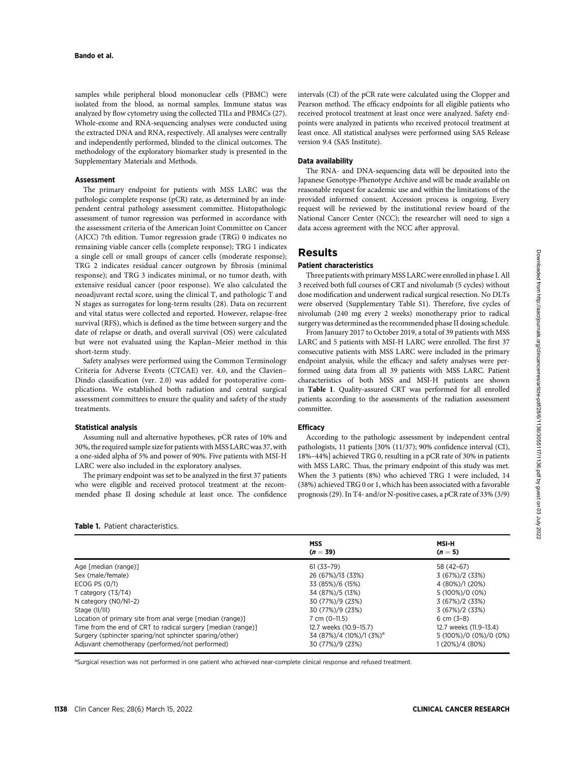samples while peripheral blood mononuclear cells (PBMC) were isolated from the blood, as normal samples. Immune status was analyzed by flow cytometry using the collected TILs and PBMCs (27). Whole-exome and RNA-sequencing analyses were conducted using the extracted DNA and RNA, respectively. All analyses were centrally and independently performed, blinded to the clinical outcomes. The methodology of the exploratory biomarker study is presented in the Supplementary Materials and Methods.

### Assessment

The primary endpoint for patients with MSS LARC was the pathologic complete response (pCR) rate, as determined by an independent central pathology assessment committee. Histopathologic assessment of tumor regression was performed in accordance with the assessment criteria of the American Joint Committee on Cancer (AJCC) 7th edition. Tumor regression grade (TRG) 0 indicates no remaining viable cancer cells (complete response); TRG 1 indicates a single cell or small groups of cancer cells (moderate response); TRG 2 indicates residual cancer outgrown by fibrosis (minimal response); and TRG 3 indicates minimal, or no tumor death, with extensive residual cancer (poor response). We also calculated the neoadjuvant rectal score, using the clinical T, and pathologic T and N stages as surrogates for long-term results (28). Data on recurrent and vital status were collected and reported. However, relapse-free survival (RFS), which is defined as the time between surgery and the date of relapse or death, and overall survival (OS) were calculated but were not evaluated using the Kaplan–Meier method in this short-term study.

Safety analyses were performed using the Common Terminology Criteria for Adverse Events (CTCAE) ver. 4.0, and the Clavien–Dindo classification (ver. 2.0) was added for postoperative complications. We established both radiation and central surgical assessment committees to ensure the quality and safety of the study treatments.

### Statistical analysis

Assuming null and alternative hypotheses, pCR rates of 10% and 30%, the required sample size for patients with MSS LARC was 37, with a one-sided alpha of 5% and power of 90%. Five patients with MSI-H LARC were also included in the exploratory analyses.

The primary endpoint was set to be analyzed in the first 37 patients who were eligible and received protocol treatment at the recommended phase II dosing schedule at least once. The confidence intervals (CI) of the pCR rate were calculated using the Clopper and Pearson method. The efficacy endpoints for all eligible patients who received protocol treatment at least once were analyzed. Safety endpoints were analyzed in patients who received protocol treatment at least once. All statistical analyses were performed using SAS Release version 9.4 (SAS Institute).

### Data availability

The RNA- and DNA-sequencing data will be deposited into the Japanese Genotype-Phenotype Archive and will be made available on reasonable request for academic use and within the limitations of the provided informed consent. Accession process is ongoing. Every request will be reviewed by the institutional review board of the National Cancer Center (NCC); the researcher will need to sign a data access agreement with the NCC after approval.

## Results

### Patient characteristics

Three patients with primary MSS LARC were enrolled in phase I. All 3 received both full courses of CRT and nivolumab (5 cycles) without dose modification and underwent radical surgical resection. No DLTs were observed (Supplementary Table S1). Therefore, five cycles of nivolumab (240 mg every 2 weeks) monotherapy prior to radical surgery was determined as the recommended phase II dosing schedule.

From January 2017 to October 2019, a total of 39 patients with MSS LARC and 5 patients with MSI-H LARC were enrolled. The first 37 consecutive patients with MSS LARC were included in the primary endpoint analysis, while the efficacy and safety analyses were performed using data from all 39 patients with MSS LARC. Patient characteristics of both MSS and MSI-H patients are shown in **Table 1**. Quality-assured CRT was performed for all enrolled patients according to the assessments of the radiation assessment committee.

### Efficacy

According to the pathologic assessment by independent central pathologists, 11 patients [30% (11/37); 90% confidence interval (CI), 18%–44%] achieved TRG 0, resulting in a pCR rate of 30% in patients with MSS LARC. Thus, the primary endpoint of this study was met. When the 3 patients (8%) who achieved TRG 1 were included, 14 (38%) achieved TRG 0 or 1, which has been associated with a favorable prognosis (29). In T4- and/or N-positive cases, a pCR rate of 33% (3/9)

**Table 1.** Patient characteristics.

| | MSS ($n = 39$) | MSI-H ($n = 5$) |
|---|---|---|
| Age [median (range)] | 61 (33–79) | 58 (42–67) |
| Sex (male/female) | 26 (67%)/13 (33%) | 3 (67%)/2 (33%) |
| ECOG PS (0/1) | 33 (85%)/6 (15%) | 4 (80%)/1 (20%) |
| T category (T3/T4) | 34 (87%)/5 (13%) | 5 (100%)/0 (0%) |
| N category (N0/N1–2) | 30 (77%)/9 (23%) | 3 (67%)/2 (33%) |
| Stage (II/III) | 30 (77%)/9 (23%) | 3 (67%)/2 (33%) |
| Location of primary site from anal verge [median (range)] | 7 cm (0–11.5) | 6 cm (3–8) |
| Time from the end of CRT to radical surgery [median (range)] | 12.7 weeks (10.9–15.7) | 12.7 weeks (11.9–13.4) |
| Surgery (sphincter sparing/not sphincter sparing/other) | 34 (87%)/4 (10%)/1 (3%)[a] | 5 (100%)/0 (0%)/0 (0%) |
| Adjuvant chemotherapy (performed/not performed) | 30 (77%)/9 (23%) | 1 (20%)/4 (80%) |

[a]Surgical resection was not performed in one patient who achieved near-complete clinical response and refused treatment.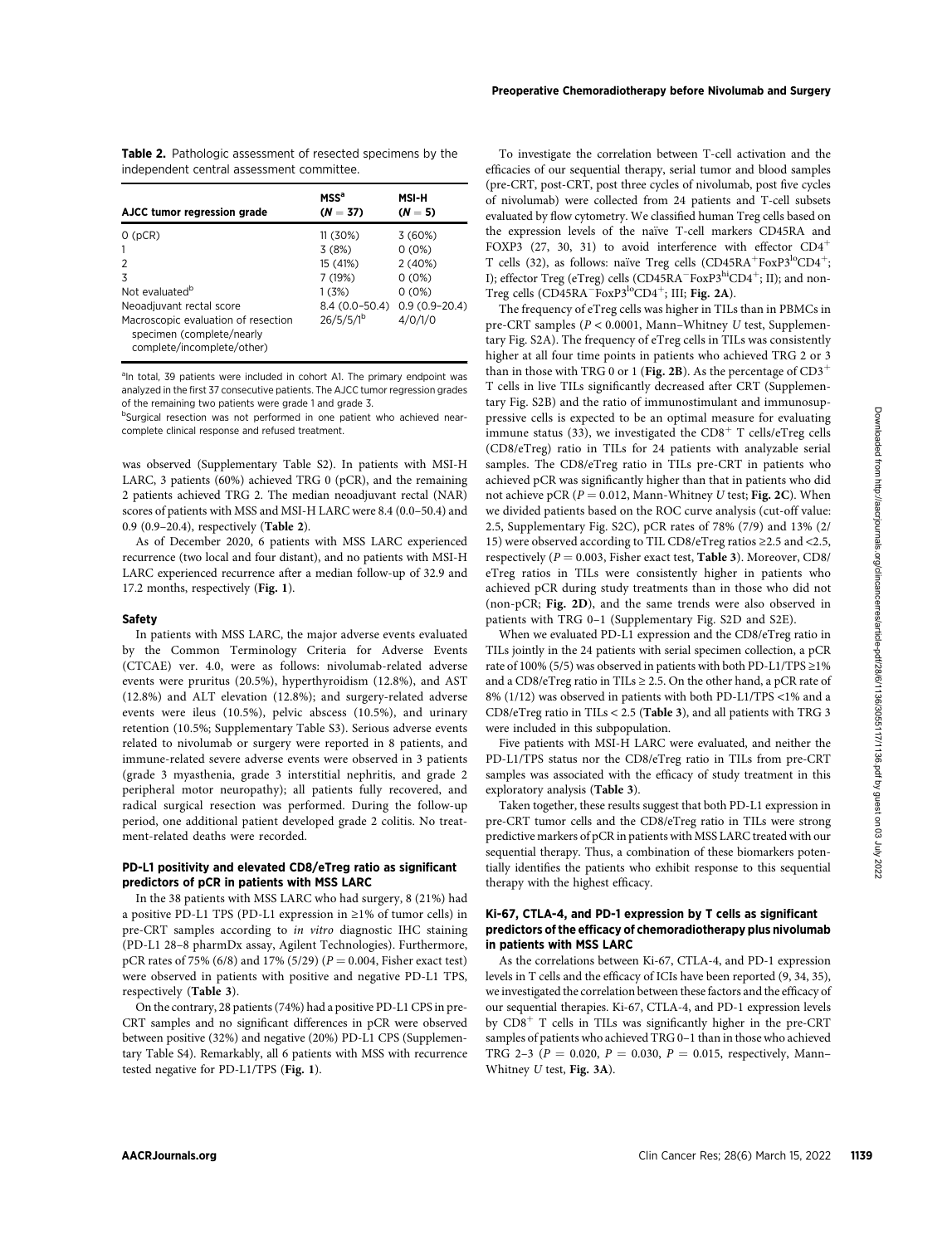**Table 2.** Pathologic assessment of resected specimens by the independent central assessment committee.

| AJCC tumor regression grade | MSS[a] ($N = 37$) | MSI-H ($N = 5$) |
|---|---|---|
| 0 (pCR) | 11 (30%) | 3 (60%) |
| 1 | 3 (8%) | 0 (0%) |
| 2 | 15 (41%) | 2 (40%) |
| 3 | 7 (19%) | 0 (0%) |
| Not evaluated[b] | 1 (3%) | 0 (0%) |
| Neoadjuvant rectal score | 8.4 (0.0–50.4) | 0.9 (0.9–20.4) |
| Macroscopic evaluation of resection specimen (complete/nearly complete/incomplete/other) | 26/5/5/1[b] | 4/0/1/0 |

[a]In total, 39 patients were included in cohort A1. The primary endpoint was analyzed in the first 37 consecutive patients. The AJCC tumor regression grades of the remaining two patients were grade 1 and grade 3.

[b]Surgical resection was not performed in one patient who achieved near-complete clinical response and refused treatment.

was observed (Supplementary Table S2). In patients with MSI-H LARC, 3 patients (60%) achieved TRG 0 (pCR), and the remaining 2 patients achieved TRG 2. The median neoadjuvant rectal (NAR) scores of patients with MSS and MSI-H LARC were 8.4 (0.0–50.4) and 0.9 (0.9–20.4), respectively (**Table 2**).

As of December 2020, 6 patients with MSS LARC experienced recurrence (two local and four distant), and no patients with MSI-H LARC experienced recurrence after a median follow-up of 32.9 and 17.2 months, respectively (**Fig. 1**).

### Safety

In patients with MSS LARC, the major adverse events evaluated by the Common Terminology Criteria for Adverse Events (CTCAE) ver. 4.0, were as follows: nivolumab-related adverse events were pruritus (20.5%), hyperthyroidism (12.8%), and AST (12.8%) and ALT elevation (12.8%); and surgery-related adverse events were ileus (10.5%), pelvic abscess (10.5%), and urinary retention (10.5%; Supplementary Table S3). Serious adverse events related to nivolumab or surgery were reported in 8 patients, and immune-related severe adverse events were observed in 3 patients (grade 3 myasthenia, grade 3 interstitial nephritis, and grade 2 peripheral motor neuropathy); all patients fully recovered, and radical surgical resection was performed. During the follow-up period, one additional patient developed grade 2 colitis. No treatment-related deaths were recorded.

### PD-L1 positivity and elevated CD8/eTreg ratio as significant predictors of pCR in patients with MSS LARC

In the 38 patients with MSS LARC who had surgery, 8 (21%) had a positive PD-L1 TPS (PD-L1 expression in ≥1% of tumor cells) in pre-CRT samples according to *in vitro* diagnostic IHC staining (PD-L1 28–8 pharmDx assay, Agilent Technologies). Furthermore, pCR rates of 75% (6/8) and 17% (5/29) ($P = 0.004$, Fisher exact test) were observed in patients with positive and negative PD-L1 TPS, respectively (**Table 3**).

On the contrary, 28 patients (74%) had a positive PD-L1 CPS in pre-CRT samples and no significant differences in pCR were observed between positive (32%) and negative (20%) PD-L1 CPS (Supplementary Table S4). Remarkably, all 6 patients with MSS with recurrence tested negative for PD-L1/TPS (**Fig. 1**).

To investigate the correlation between T-cell activation and the efficacies of our sequential therapy, serial tumor and blood samples (pre-CRT, post-CRT, post three cycles of nivolumab, post five cycles of nivolumab) were collected from 24 patients and T-cell subsets evaluated by flow cytometry. We classified human Treg cells based on the expression levels of the naïve T-cell markers CD45RA and FOXP3 (27, 30, 31) to avoid interference with effector $CD4^+$ T cells (32), as follows: naïve Treg cells ($CD45RA^+FoxP3^{lo}CD4^+$; I); effector Treg (eTreg) cells ($CD45RA^-FoxP3^{hi}CD4^+$; II); and non-Treg cells ($CD45RA^-FoxP3^{lo}CD4^+$; III; **Fig. 2A**).

The frequency of eTreg cells was higher in TILs than in PBMCs in pre-CRT samples ($P < 0.0001$, Mann–Whitney *U* test, Supplementary Fig. S2A). The frequency of eTreg cells in TILs was consistently higher at all four time points in patients who achieved TRG 2 or 3 than in those with TRG 0 or 1 (**Fig. 2B**). As the percentage of $CD3^+$ T cells in live TILs significantly decreased after CRT (Supplementary Fig. S2B) and the ratio of immunostimulant and immunosuppressive cells is expected to be an optimal measure for evaluating immune status (33), we investigated the $CD8^+$ T cells/eTreg cells (CD8/eTreg) ratio in TILs for 24 patients with analyzable serial samples. The CD8/eTreg ratio in TILs pre-CRT in patients who achieved pCR was significantly higher than that in patients who did not achieve pCR ($P = 0.012$, Mann-Whitney *U* test; **Fig. 2C**). When we divided patients based on the ROC curve analysis (cut-off value: 2.5, Supplementary Fig. S2C), pCR rates of 78% (7/9) and 13% (2/15) were observed according to TIL CD8/eTreg ratios ≥2.5 and <2.5, respectively ($P = 0.003$, Fisher exact test, **Table 3**). Moreover, CD8/eTreg ratios in TILs were consistently higher in patients who achieved pCR during study treatments than in those who did not (non-pCR; **Fig. 2D**), and the same trends were also observed in patients with TRG 0–1 (Supplementary Fig. S2D and S2E).

When we evaluated PD-L1 expression and the CD8/eTreg ratio in TILs jointly in the 24 patients with serial specimen collection, a pCR rate of 100% (5/5) was observed in patients with both PD-L1/TPS ≥1% and a CD8/eTreg ratio in TILs ≥ 2.5. On the other hand, a pCR rate of 8% (1/12) was observed in patients with both PD-L1/TPS <1% and a CD8/eTreg ratio in TILs < 2.5 (**Table 3**), and all patients with TRG 3 were included in this subpopulation.

Five patients with MSI-H LARC were evaluated, and neither the PD-L1/TPS status nor the CD8/eTreg ratio in TILs from pre-CRT samples was associated with the efficacy of study treatment in this exploratory analysis (**Table 3**).

Taken together, these results suggest that both PD-L1 expression in pre-CRT tumor cells and the CD8/eTreg ratio in TILs were strong predictive markers of pCR in patients with MSS LARC treated with our sequential therapy. Thus, a combination of these biomarkers potentially identifies the patients who exhibit response to this sequential therapy with the highest efficacy.

### Ki-67, CTLA-4, and PD-1 expression by T cells as significant predictors of the efficacy of chemoradiotherapy plus nivolumab in patients with MSS LARC

As the correlations between Ki-67, CTLA-4, and PD-1 expression levels in T cells and the efficacy of ICIs have been reported (9, 34, 35), we investigated the correlation between these factors and the efficacy of our sequential therapies. Ki-67, CTLA-4, and PD-1 expression levels by $CD8^+$ T cells in TILs was significantly higher in the pre-CRT samples of patients who achieved TRG 0–1 than in those who achieved TRG 2–3 ($P = 0.020$, $P = 0.030$, $P = 0.015$, respectively, Mann–Whitney *U* test, **Fig. 3A**).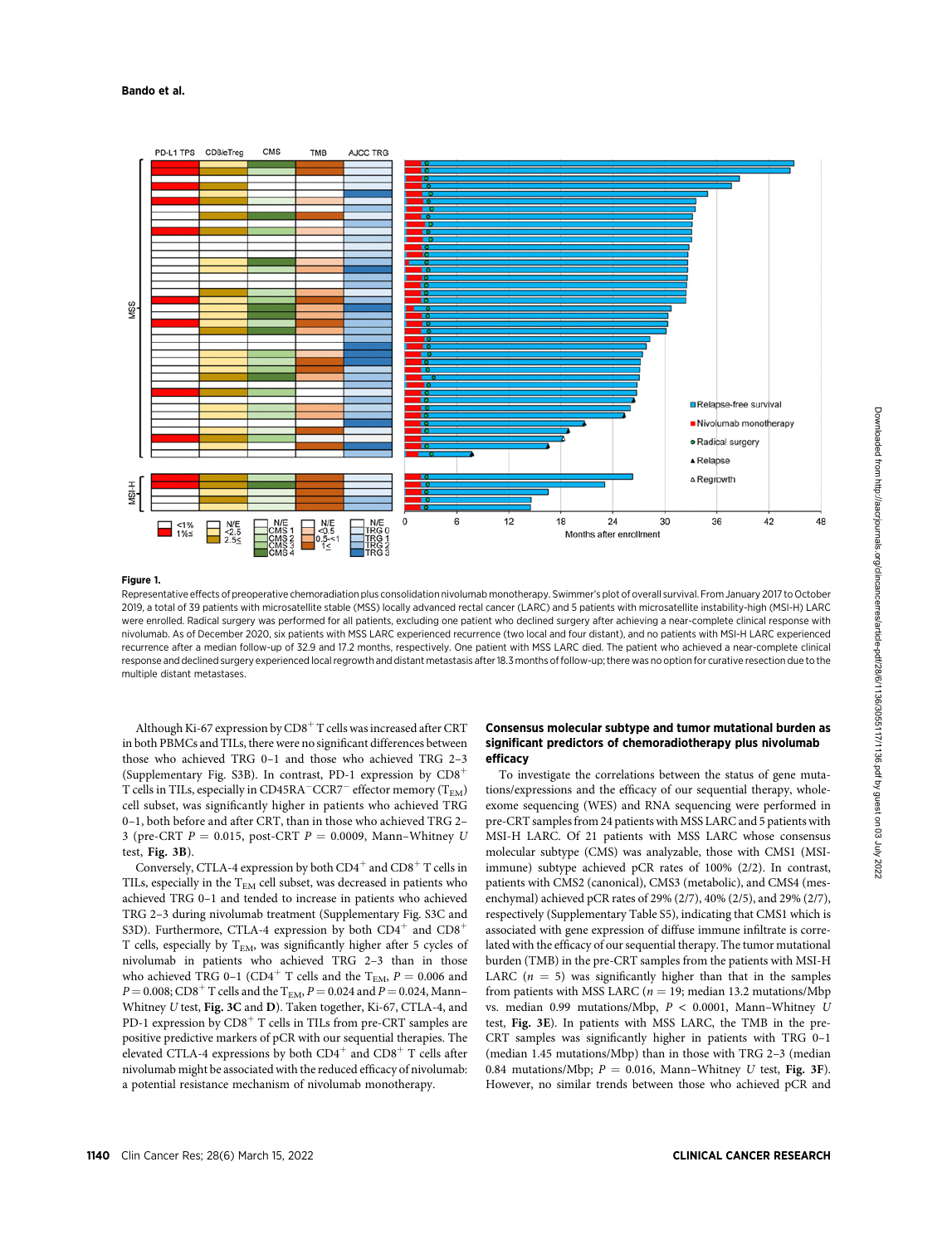**Figure 1.**

Representative effects of preoperative chemoradiation plus consolidation nivolumab monotherapy. Swimmer's plot of overall survival. From January 2017 to October 2019, a total of 39 patients with microsatellite stable (MSS) locally advanced rectal cancer (LARC) and 5 patients with microsatellite instability-high (MSI-H) LARC were enrolled. Radical surgery was performed for all patients, excluding one patient who declined surgery after achieving a near-complete clinical response with nivolumab. As of December 2020, six patients with MSS LARC experienced recurrence (two local and four distant), and no patients with MSI-H LARC experienced recurrence after a median follow-up of 32.9 and 17.2 months, respectively. One patient with MSS LARC died. The patient who achieved a near-complete clinical response and declined surgery experienced local regrowth and distant metastasis after 18.3 months of follow-up; there was no option for curative resection due to the multiple distant metastases.

Although Ki-67 expression by $CD8^+$ T cells was increased after CRT in both PBMCs and TILs, there were no significant differences between those who achieved TRG 0–1 and those who achieved TRG 2–3 (Supplementary Fig. S3B). In contrast, PD-1 expression by $CD8^+$ T cells in TILs, especially in $CD45RA^-CCR7^-$ effector memory ($T_{EM}$) cell subset, was significantly higher in patients who achieved TRG 0–1, both before and after CRT, than in those who achieved TRG 2–3 (pre-CRT $P = 0.015$, post-CRT $P = 0.0009$, Mann–Whitney $U$ test, **Fig. 3B**).

Conversely, CTLA-4 expression by both $CD4^+$ and $CD8^+$ T cells in TILs, especially in the $T_{EM}$ cell subset, was decreased in patients who achieved TRG 0–1 and tended to increase in patients who achieved TRG 2–3 during nivolumab treatment (Supplementary Fig. S3C and S3D). Furthermore, CTLA-4 expression by both $CD4^+$ and $CD8^+$ T cells, especially by $T_{EM}$, was significantly higher after 5 cycles of nivolumab in patients who achieved TRG 2–3 than in those who achieved TRG 0–1 ($CD4^+$ T cells and the $T_{EM}$, $P = 0.006$ and $P = 0.008$; $CD8^+$ T cells and the $T_{EM}$, $P = 0.024$ and $P = 0.024$, Mann–Whitney $U$ test, **Fig. 3C** and **D**). Taken together, Ki-67, CTLA-4, and PD-1 expression by $CD8^+$ T cells in TILs from pre-CRT samples are positive predictive markers of pCR with our sequential therapies. The elevated CTLA-4 expressions by both $CD4^+$ and $CD8^+$ T cells after nivolumab might be associated with the reduced efficacy of nivolumab: a potential resistance mechanism of nivolumab monotherapy.

### Consensus molecular subtype and tumor mutational burden as significant predictors of chemoradiotherapy plus nivolumab efficacy

To investigate the correlations between the status of gene mutations/expressions and the efficacy of our sequential therapy, whole-exome sequencing (WES) and RNA sequencing were performed in pre-CRT samples from 24 patients with MSS LARC and 5 patients with MSI-H LARC. Of 21 patients with MSS LARC whose consensus molecular subtype (CMS) was analyzable, those with CMS1 (MSI-immune) subtype achieved pCR rates of 100% (2/2). In contrast, patients with CMS2 (canonical), CMS3 (metabolic), and CMS4 (mesenchymal) achieved pCR rates of 29% (2/7), 40% (2/5), and 29% (2/7), respectively (Supplementary Table S5), indicating that CMS1 which is associated with gene expression of diffuse immune infiltrate is correlated with the efficacy of our sequential therapy. The tumor mutational burden (TMB) in the pre-CRT samples from the patients with MSI-H LARC ($n = 5$) was significantly higher than that in the samples from patients with MSS LARC ($n = 19$; median 13.2 mutations/Mbp vs. median 0.99 mutations/Mbp, $P < 0.0001$, Mann–Whitney $U$ test, **Fig. 3E**). In patients with MSS LARC, the TMB in the pre-CRT samples was significantly higher in patients with TRG 0–1 (median 1.45 mutations/Mbp) than in those with TRG 2–3 (median 0.84 mutations/Mbp; $P = 0.016$, Mann–Whitney $U$ test, **Fig. 3F**). However, no similar trends between those who achieved pCR and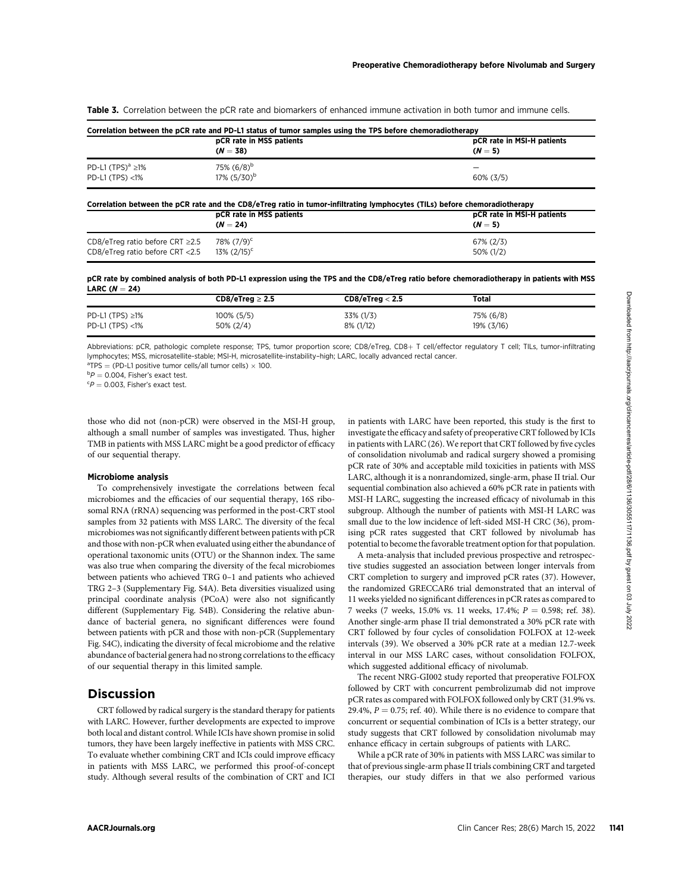**Table 3.** Correlation between the pCR rate and biomarkers of enhanced immune activation in both tumor and immune cells.

**Correlation between the pCR rate and PD-L1 status of tumor samples using the TPS before chemoradiotherapy**

| | pCR rate in MSS patients ($N = 38$) | pCR rate in MSI-H patients ($N = 5$) |
|---|---|---|
| PD-L1 (TPS)[a] ≥1% | 75% (6/8)[b] | — |
| PD-L1 (TPS) <1% | 17% (5/30)[b] | 60% (3/5) |

**Correlation between the pCR rate and the CD8/eTreg ratio in tumor-infiltrating lymphocytes (TILs) before chemoradiotherapy**

| | pCR rate in MSS patients ($N = 24$) | pCR rate in MSI-H patients ($N = 5$) |
|---|---|---|
| CD8/eTreg ratio before CRT ≥2.5 | 78% (7/9)[c] | 67% (2/3) |
| CD8/eTreg ratio before CRT <2.5 | 13% (2/15)[c] | 50% (1/2) |

**pCR rate by combined analysis of both PD-L1 expression using the TPS and the CD8/eTreg ratio before chemoradiotherapy in patients with MSS LARC ($N = 24$)**

| | CD8/eTreg ≥ 2.5 | CD8/eTreg < 2.5 | Total |
|---|---|---|---|
| PD-L1 (TPS) ≥1% | 100% (5/5) | 33% (1/3) | 75% (6/8) |
| PD-L1 (TPS) <1% | 50% (2/4) | 8% (1/12) | 19% (3/16) |

Abbreviations: pCR, pathologic complete response; TPS, tumor proportion score; CD8/eTreg, CD8+ T cell/effector regulatory T cell; TILs, tumor-infiltrating lymphocytes; MSS, microsatellite-stable; MSI-H, microsatellite-instability–high; LARC, locally advanced rectal cancer.

[a]TPS = (PD-L1 positive tumor cells/all tumor cells) × 100.

[b]$P = 0.004$, Fisher's exact test.

[c]$P = 0.003$, Fisher's exact test.

those who did not (non-pCR) were observed in the MSI-H group, although a small number of samples was investigated. Thus, higher TMB in patients with MSS LARC might be a good predictor of efficacy of our sequential therapy.

#### Microbiome analysis

To comprehensively investigate the correlations between fecal microbiomes and the efficacies of our sequential therapy, 16S ribosomal RNA (rRNA) sequencing was performed in the post-CRT stool samples from 32 patients with MSS LARC. The diversity of the fecal microbiomes was not significantly different between patients with pCR and those with non-pCR when evaluated using either the abundance of operational taxonomic units (OTU) or the Shannon index. The same was also true when comparing the diversity of the fecal microbiomes between patients who achieved TRG 0–1 and patients who achieved TRG 2–3 (Supplementary Fig. S4A). Beta diversities visualized using principal coordinate analysis (PCoA) were also not significantly different (Supplementary Fig. S4B). Considering the relative abundance of bacterial genera, no significant differences were found between patients with pCR and those with non-pCR (Supplementary Fig. S4C), indicating the diversity of fecal microbiome and the relative abundance of bacterial genera had no strong correlations to the efficacy of our sequential therapy in this limited sample.

## Discussion

CRT followed by radical surgery is the standard therapy for patients with LARC. However, further developments are expected to improve both local and distant control. While ICIs have shown promise in solid tumors, they have been largely ineffective in patients with MSS CRC. To evaluate whether combining CRT and ICIs could improve efficacy in patients with MSS LARC, we performed this proof-of-concept study. Although several results of the combination of CRT and ICI in patients with LARC have been reported, this study is the first to investigate the efficacy and safety of preoperative CRT followed by ICIs in patients with LARC (26). We report that CRT followed by five cycles of consolidation nivolumab and radical surgery showed a promising pCR rate of 30% and acceptable mild toxicities in patients with MSS LARC, although it is a nonrandomized, single-arm, phase II trial. Our sequential combination also achieved a 60% pCR rate in patients with MSI-H LARC, suggesting the increased efficacy of nivolumab in this subgroup. Although the number of patients with MSI-H LARC was small due to the low incidence of left-sided MSI-H CRC (36), promising pCR rates suggested that CRT followed by nivolumab has potential to become the favorable treatment option for that population.

A meta-analysis that included previous prospective and retrospective studies suggested an association between longer intervals from CRT completion to surgery and improved pCR rates (37). However, the randomized GRECCAR6 trial demonstrated that an interval of 11 weeks yielded no significant differences in pCR rates as compared to 7 weeks (7 weeks, 15.0% vs. 11 weeks, 17.4%; $P = 0.598$; ref. 38). Another single-arm phase II trial demonstrated a 30% pCR rate with CRT followed by four cycles of consolidation FOLFOX at 12-week intervals (39). We observed a 30% pCR rate at a median 12.7-week interval in our MSS LARC cases, without consolidation FOLFOX, which suggested additional efficacy of nivolumab.

The recent NRG-GI002 study reported that preoperative FOLFOX followed by CRT with concurrent pembrolizumab did not improve pCR rates as compared with FOLFOX followed only by CRT (31.9% vs. 29.4%, $P = 0.75$; ref. 40). While there is no evidence to compare that concurrent or sequential combination of ICIs is a better strategy, our study suggests that CRT followed by consolidation nivolumab may enhance efficacy in certain subgroups of patients with LARC.

While a pCR rate of 30% in patients with MSS LARC was similar to that of previous single-arm phase II trials combining CRT and targeted therapies, our study differs in that we also performed various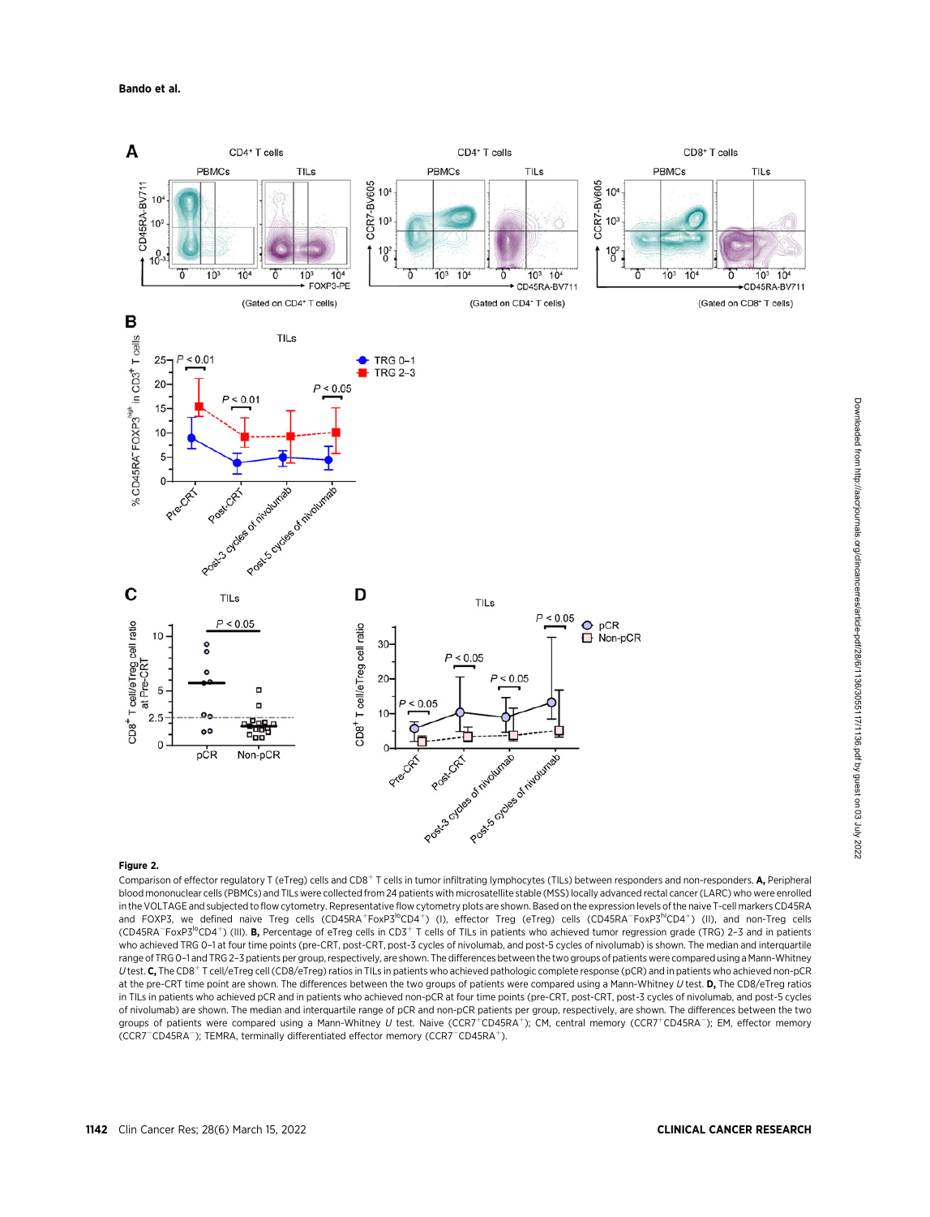**Figure 2.**

Comparison of effector regulatory T (eTreg) cells and $CD8^+$ T cells in tumor infiltrating lymphocytes (TILs) between responders and non-responders. **A,** Peripheral blood mononuclear cells (PBMCs) and TILs were collected from 24 patients with microsatellite stable (MSS) locally advanced rectal cancer (LARC) who were enrolled in the VOLTAGE and subjected to flow cytometry. Representative flow cytometry plots are shown. Based on the expression levels of the naive T-cell markers CD45RA and FOXP3, we defined naive Treg cells ($CD45RA^+FoxP3^{lo}CD4^+$) (I), effector Treg (eTreg) cells ($CD45RA^-FoxP3^{hi}CD4^+$) (II), and non-Treg cells ($CD45RA^-FoxP3^{lo}CD4^+$) (III). **B,** Percentage of eTreg cells in $CD3^+$ T cells of TILs in patients who achieved tumor regression grade (TRG) 2–3 and in patients who achieved TRG 0–1 at four time points (pre-CRT, post-CRT, post-3 cycles of nivolumab, and post-5 cycles of nivolumab) is shown. The median and interquartile range of TRG 0–1 and TRG 2–3 patients per group, respectively, are shown. The differences between the two groups of patients were compared using a Mann-Whitney *U* test. **C,** The $CD8^+$ T cell/eTreg cell (CD8/eTreg) ratios in TILs in patients who achieved pathologic complete response (pCR) and in patients who achieved non-pCR at the pre-CRT time point are shown. The differences between the two groups of patients were compared using a Mann-Whitney *U* test. **D,** The CD8/eTreg ratios in TILs in patients who achieved pCR and in patients who achieved non-pCR at four time points (pre-CRT, post-CRT, post-3 cycles of nivolumab, and post-5 cycles of nivolumab) are shown. The median and interquartile range of pCR and non-pCR patients per group, respectively, are shown. The differences between the two groups of patients were compared using a Mann-Whitney *U* test. Naive ($CCR7^+CD45RA^+$); CM, central memory ($CCR7^+CD45RA^-$); EM, effector memory ($CCR7^-CD45RA^-$); TEMRA, terminally differentiated effector memory ($CCR7^-CD45RA^+$).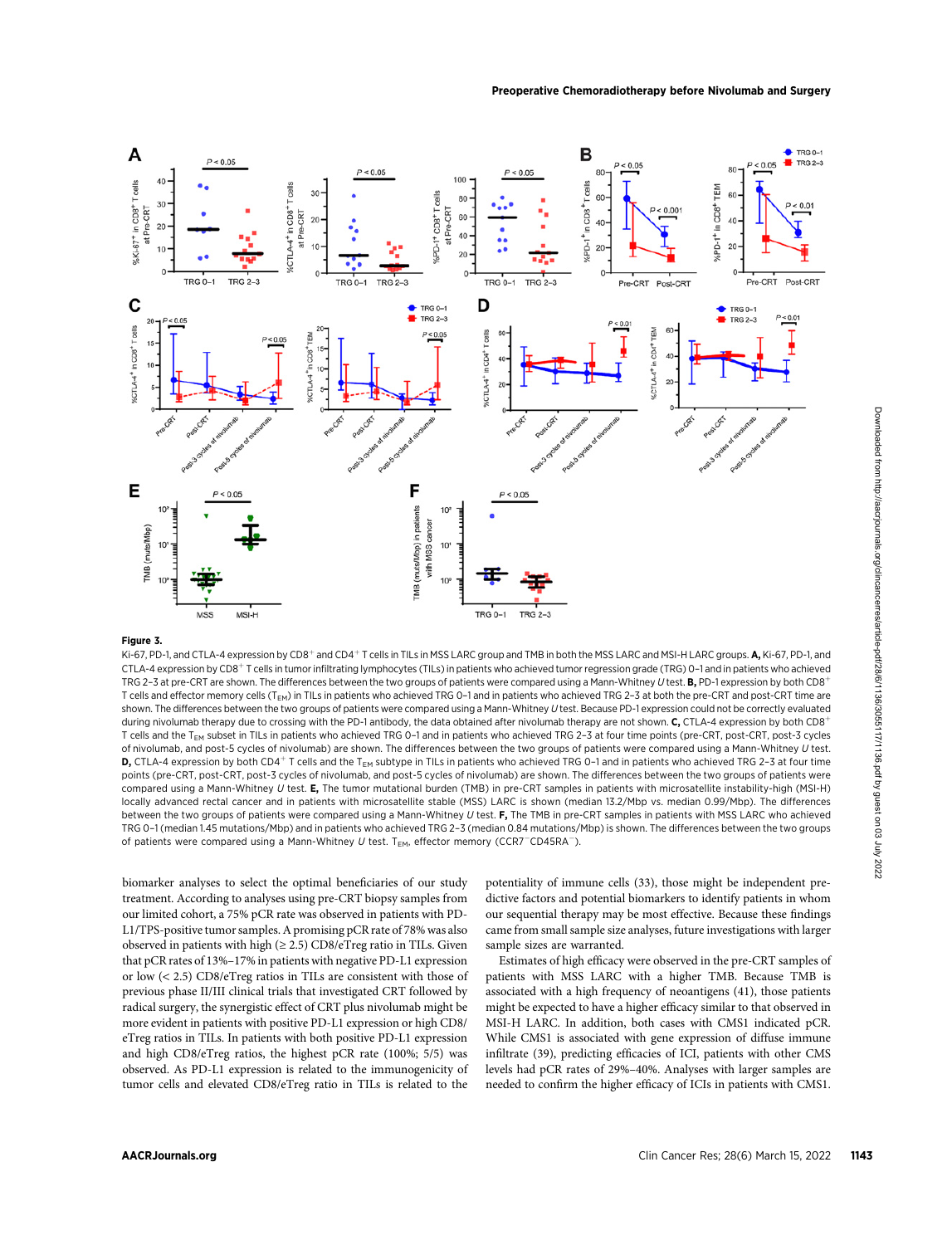**Figure 3.**

Ki-67, PD-1, and CTLA-4 expression by CD8$^+$ and CD4$^+$ T cells in TILs in MSS LARC group and TMB in both the MSS LARC and MSI-H LARC groups. **A,** Ki-67, PD-1, and CTLA-4 expression by CD8$^+$ T cells in tumor infiltrating lymphocytes (TILs) in patients who achieved tumor regression grade (TRG) 0–1 and in patients who achieved TRG 2–3 at pre-CRT are shown. The differences between the two groups of patients were compared using a Mann-Whitney *U* test. **B,** PD-1 expression by both CD8$^+$ T cells and effector memory cells ($T_{EM}$) in TILs in patients who achieved TRG 0–1 and in patients who achieved TRG 2–3 at both the pre-CRT and post-CRT time are shown. The differences between the two groups of patients were compared using a Mann-Whitney *U* test. Because PD-1 expression could not be correctly evaluated during nivolumab therapy due to crossing with the PD-1 antibody, the data obtained after nivolumab therapy are not shown. **C,** CTLA-4 expression by both CD8$^+$ T cells and the $T_{EM}$ subset in TILs in patients who achieved TRG 0–1 and in patients who achieved TRG 2–3 at four time points (pre-CRT, post-CRT, post-3 cycles of nivolumab, and post-5 cycles of nivolumab) are shown. The differences between the two groups of patients were compared using a Mann-Whitney *U* test. **D,** CTLA-4 expression by both CD4$^+$ T cells and the $T_{EM}$ subtype in TILs in patients who achieved TRG 0–1 and in patients who achieved TRG 2–3 at four time points (pre-CRT, post-CRT, post-3 cycles of nivolumab, and post-5 cycles of nivolumab) are shown. The differences between the two groups of patients were compared using a Mann-Whitney *U* test. **E,** The tumor mutational burden (TMB) in pre-CRT samples in patients with microsatellite instability-high (MSI-H) locally advanced rectal cancer and in patients with microsatellite stable (MSS) LARC is shown (median 13.2/Mbp vs. median 0.99/Mbp). The differences between the two groups of patients were compared using a Mann-Whitney *U* test. **F,** The TMB in pre-CRT samples in patients with MSS LARC who achieved TRG 0–1 (median 1.45 mutations/Mbp) and in patients who achieved TRG 2–3 (median 0.84 mutations/Mbp) is shown. The differences between the two groups of patients were compared using a Mann-Whitney *U* test. $T_{EM}$, effector memory (CCR7$^-$CD45RA$^-$).

biomarker analyses to select the optimal beneficiaries of our study treatment. According to analyses using pre-CRT biopsy samples from our limited cohort, a 75% pCR rate was observed in patients with PD-L1/TPS-positive tumor samples. A promising pCR rate of 78% was also observed in patients with high (≥ 2.5) CD8/eTreg ratio in TILs. Given that pCR rates of 13%–17% in patients with negative PD-L1 expression or low (< 2.5) CD8/eTreg ratios in TILs are consistent with those of previous phase II/III clinical trials that investigated CRT followed by radical surgery, the synergistic effect of CRT plus nivolumab might be more evident in patients with positive PD-L1 expression or high CD8/eTreg ratios in TILs. In patients with both positive PD-L1 expression and high CD8/eTreg ratios, the highest pCR rate (100%; 5/5) was observed. As PD-L1 expression is related to the immunogenicity of tumor cells and elevated CD8/eTreg ratio in TILs is related to the potentiality of immune cells (33), those might be independent predictive factors and potential biomarkers to identify patients in whom our sequential therapy may be most effective. Because these findings came from small sample size analyses, future investigations with larger sample sizes are warranted.

Estimates of high efficacy were observed in the pre-CRT samples of patients with MSS LARC with a higher TMB. Because TMB is associated with a high frequency of neoantigens (41), those patients might be expected to have a higher efficacy similar to that observed in MSI-H LARC. In addition, both cases with CMS1 indicated pCR. While CMS1 is associated with gene expression of diffuse immune infiltrate (39), predicting efficacies of ICI, patients with other CMS levels had pCR rates of 29%–40%. Analyses with larger samples are needed to confirm the higher efficacy of ICIs in patients with CMS1.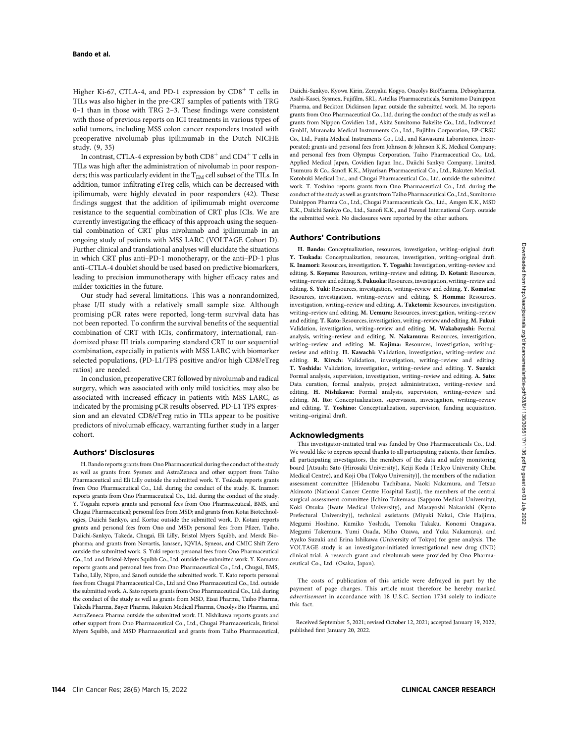Higher Ki-67, CTLA-4, and PD-1 expression by $CD8^+$ T cells in TILs was also higher in the pre-CRT samples of patients with TRG 0–1 than in those with TRG 2–3. These findings were consistent with those of previous reports on ICI treatments in various types of solid tumors, including MSS colon cancer responders treated with preoperative nivolumab plus ipilimumab in the Dutch NICHE study. (9, 35)

In contrast, CTLA-4 expression by both $CD8^+$ and $CD4^+$ T cells in TILs was high after the administration of nivolumab in poor responders; this was particularly evident in the $T_{EM}$ cell subset of the TILs. In addition, tumor-infiltrating eTreg cells, which can be decreased with ipilimumab, were highly elevated in poor responders (42). These findings suggest that the addition of ipilimumab might overcome resistance to the sequential combination of CRT plus ICIs. We are currently investigating the efficacy of this approach using the sequential combination of CRT plus nivolumab and ipilimumab in an ongoing study of patients with MSS LARC (VOLTAGE Cohort D). Further clinical and translational analyses will elucidate the situations in which CRT plus anti–PD-1 monotherapy, or the anti–PD-1 plus anti–CTLA-4 doublet should be used based on predictive biomarkers, leading to precision immunotherapy with higher efficacy rates and milder toxicities in the future.

Our study had several limitations. This was a nonrandomized, phase I/II study with a relatively small sample size. Although promising pCR rates were reported, long-term survival data has not been reported. To confirm the survival benefits of the sequential combination of CRT with ICIs, confirmatory, international, randomized phase III trials comparing standard CRT to our sequential combination, especially in patients with MSS LARC with biomarker selected populations, (PD-L1/TPS positive and/or high CD8/eTreg ratios) are needed.

In conclusion, preoperative CRT followed by nivolumab and radical surgery, which was associated with only mild toxicities, may also be associated with increased efficacy in patients with MSS LARC, as indicated by the promising pCR results observed. PD-L1 TPS expression and an elevated CD8/eTreg ratio in TILs appear to be positive predictors of nivolumab efficacy, warranting further study in a larger cohort.

## Authors' Disclosures

H. Bando reports grants from Ono Pharmaceutical during the conduct of the study as well as grants from Sysmex and AstraZeneca and other support from Taiho Pharmaceutical and Eli Lilly outside the submitted work. Y. Tsukada reports grants from Ono Pharmaceutical Co., Ltd. during the conduct of the study. K. Inamori reports grants from Ono Pharmaceutical Co., Ltd. during the conduct of the study. Y. Togashi reports grants and personal fees from Ono Pharmaceutical, BMS, and Chugai Pharmaceutical; personal fees from MSD; and grants from Kotai Biotechnologies, Daiichi Sankyo, and Kortuc outside the submitted work. D. Kotani reports grants and personal fees from Ono and MSD; personal fees from Pfizer, Taiho, Daiichi-Sankyo, Takeda, Chugai, Eli Lilly, Bristol Myers Squibb, and Merck Biopharma; and grants from Novartis, Janssen, IQVIA, Syneos, and CMIC Shift Zero outside the submitted work. S. Yuki reports personal fees from Ono Pharmaceutical Co., Ltd. and Bristol-Myers Squibb Co., Ltd. outside the submitted work. Y. Komatsu reports grants and personal fees from Ono Pharmaceutical Co., Ltd., Chugai, BMS, Taiho, Lilly, Nipro, and Sanofi outside the submitted work. T. Kato reports personal fees from Chugai Pharmaceutical Co., Ltd and Ono Pharmaceutical Co., Ltd. outside the submitted work. A. Sato reports grants from Ono Pharmaceutical Co., Ltd. during the conduct of the study as well as grants from MSD, Eisai Pharma, Taiho Pharma, Takeda Pharma, Bayer Pharma, Rakuten Medical Pharma, Oncolys Bio Pharma, and AstraZeneca Pharma outside the submitted work. H. Nishikawa reports grants and other support from Ono Pharmaceutical Co., Ltd., Chugai Pharmaceuticals, Bristol Myers Squibb, and MSD Pharmaceutical and grants from Taiho Pharmaceutical, Daiichi-Sankyo, Kyowa Kirin, Zenyaku Kogyo, Oncolys BioPharma, Debiopharma, Asahi-Kasei, Sysmex, Fujifilm, SRL, Astellas Pharmaceuticals, Sumitomo Dainippon Pharma, and Beckton Dickinson Japan outside the submitted work. M. Ito reports grants from Ono Pharmaceutical Co., Ltd. during the conduct of the study as well as grants from Nippon Covidien Ltd., Akita Sumitomo Bakelite Co., Ltd., Indivumed GmbH, Muranaka Medical Instruments Co., Ltd., Fujifilm Corporation, EP-CRSU Co., Ltd., Fujita Medical Instruments Co., Ltd., and Kawasumi Laboratories, Incorporated; grants and personal fees from Johnson & Johnson K.K. Medical Company; and personal fees from Olympus Corporation, Taiho Pharmaceutical Co., Ltd., Applied Medical Japan, Covidien Japan Inc., Daiichi Sankyo Company, Limited, Tsumura & Co., Sanofi K.K., Miyarisan Pharmaceutical Co., Ltd., Rakuten Medical, Kotobuki Medical Inc., and Chugai Pharmaceutical Co., Ltd. outside the submitted work. T. Yoshino reports grants from Ono Pharmaceutical Co., Ltd. during the conduct of the study as well as grants from Taiho Pharmaceutical Co., Ltd., Sumitomo Dainippon Pharma Co., Ltd., Chugai Pharmaceuticals Co., Ltd., Amgen K.K., MSD K.K., Daiichi Sankyo Co., Ltd., Sanofi K.K., and Parexel International Corp. outside the submitted work. No disclosures were reported by the other authors.

## Authors' Contributions

**H. Bando:** Conceptualization, resources, investigation, writing–original draft. **Y. Tsukada:** Conceptualization, resources, investigation, writing–original draft. **K. Inamori:** Resources, investigation. **Y. Togashi:** Investigation, writing–review and editing. **S. Koyama:** Resources, writing–review and editing. **D. Kotani:** Resources, writing–review and editing. **S. Fukuoka:** Resources, investigation, writing–review and editing. **S. Yuki:** Resources, investigation, writing–review and editing. **Y. Komatsu:** Resources, investigation, writing–review and editing. **S. Homma:** Resources, investigation, writing–review and editing. **A. Taketomi:** Resources, investigation, writing–review and editing. **M. Uemura:** Resources, investigation, writing–review and editing. **T. Kato:** Resources, investigation, writing–review and editing. **M. Fukui:** Validation, investigation, writing–review and editing. **M. Wakabayashi:** Formal analysis, writing–review and editing. **N. Nakamura:** Resources, investigation, writing–review and editing. **M. Kojima:** Resources, investigation, writing–review and editing. **H. Kawachi:** Validation, investigation, writing–review and editing. **R. Kirsch:** Validation, investigation, writing–review and editing. **T. Yoshida:** Validation, investigation, writing–review and editing. **Y. Suzuki:** Formal analysis, supervision, investigation, writing–review and editing. **A. Sato:** Data curation, formal analysis, project administration, writing–review and editing. **H. Nishikawa:** Formal analysis, supervision, writing–review and editing. **M. Ito:** Conceptualization, supervision, investigation, writing–review and editing. **T. Yoshino:** Conceptualization, supervision, funding acquisition, writing–original draft.

## Acknowledgments

This investigator-initiated trial was funded by Ono Pharmaceuticals Co., Ltd. We would like to express special thanks to all participating patients, their families, all participating investigators, the members of the data and safety monitoring board [Atsushi Sato (Hirosaki University), Keiji Koda (Teikyo University Chiba Medical Centre), and Koji Oba (Tokyo University)], the members of the radiation assessment committee [Hidenobu Tachibana, Naoki Nakamura, and Tetsuo Akimoto (National Cancer Centre Hospital East)], the members of the central surgical assessment committee [Ichiro Takemasa (Sapporo Medical University), Koki Otsuka (Iwate Medical University), and Masayoshi Nakanishi (Kyoto Prefectural University)], technical assistants (Miyuki Nakai, Chie Haijima, Megumi Hoshino, Kumiko Yoshida, Tomoka Takaku, Konomi Onagawa, Megumi Takemura, Yumi Osada, Miho Ozawa, and Yuka Nakamura), and Ayako Suzuki and Erina Ishikawa (University of Tokyo) for gene analysis. The VOLTAGE study is an investigator-initiated investigational new drug (IND) clinical trial. A research grant and nivolumab were provided by Ono Pharmaceutical Co., Ltd. (Osaka, Japan).

The costs of publication of this article were defrayed in part by the payment of page charges. This article must therefore be hereby marked *advertisement* in accordance with 18 U.S.C. Section 1734 solely to indicate this fact.

Received September 5, 2021; revised October 12, 2021; accepted January 19, 2022; published first January 20, 2022.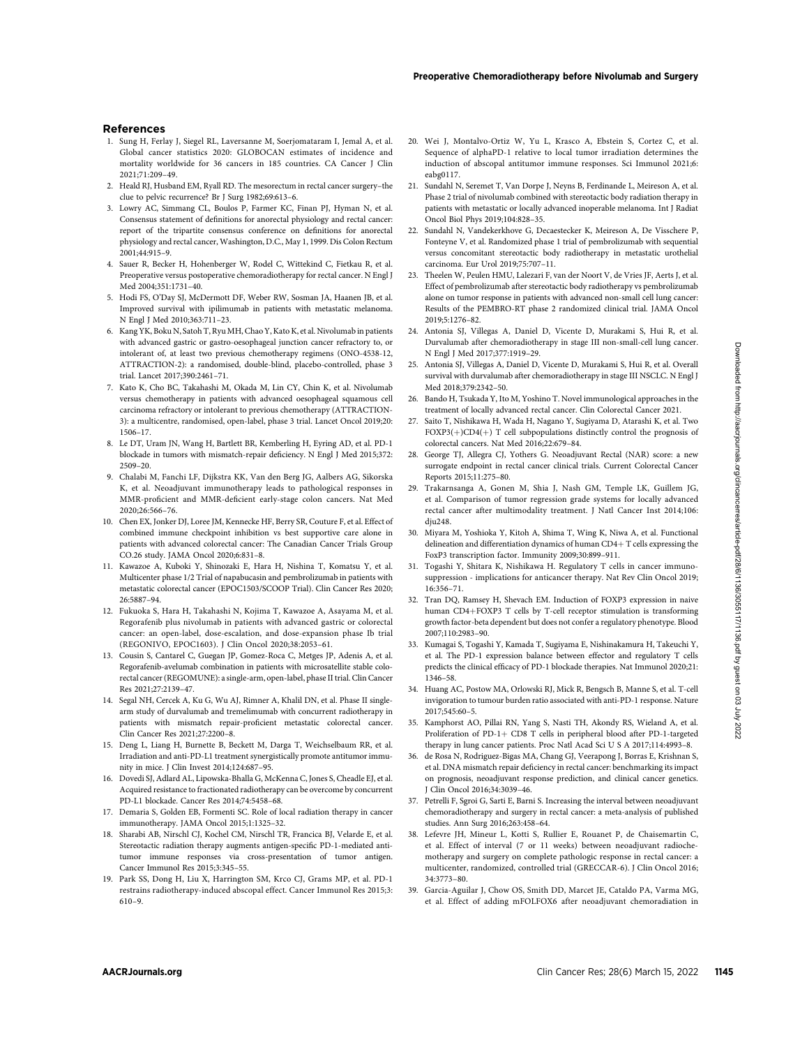## References

1. Sung H, Ferlay J, Siegel RL, Laversanne M, Soerjomataram I, Jemal A, et al. Global cancer statistics 2020: GLOBOCAN estimates of incidence and mortality worldwide for 36 cancers in 185 countries. CA Cancer J Clin 2021;71:209–49.
2. Heald RJ, Husband EM, Ryall RD. The mesorectum in rectal cancer surgery–the clue to pelvic recurrence? Br J Surg 1982;69:613–6.
3. Lowry AC, Simmang CL, Boulos P, Farmer KC, Finan PJ, Hyman N, et al. Consensus statement of definitions for anorectal physiology and rectal cancer: report of the tripartite consensus conference on definitions for anorectal physiology and rectal cancer, Washington, D.C., May 1, 1999. Dis Colon Rectum 2001;44:915–9.
4. Sauer R, Becker H, Hohenberger W, Rodel C, Wittekind C, Fietkau R, et al. Preoperative versus postoperative chemoradiotherapy for rectal cancer. N Engl J Med 2004;351:1731–40.
5. Hodi FS, O'Day SJ, McDermott DF, Weber RW, Sosman JA, Haanen JB, et al. Improved survival with ipilimumab in patients with metastatic melanoma. N Engl J Med 2010;363:711–23.
6. Kang YK, Boku N, Satoh T, Ryu MH, Chao Y, Kato K, et al. Nivolumab in patients with advanced gastric or gastro-oesophageal junction cancer refractory to, or intolerant of, at least two previous chemotherapy regimens (ONO-4538-12, ATTRACTION-2): a randomised, double-blind, placebo-controlled, phase 3 trial. Lancet 2017;390:2461–71.
7. Kato K, Cho BC, Takahashi M, Okada M, Lin CY, Chin K, et al. Nivolumab versus chemotherapy in patients with advanced oesophageal squamous cell carcinoma refractory or intolerant to previous chemotherapy (ATTRACTION-3): a multicentre, randomised, open-label, phase 3 trial. Lancet Oncol 2019;20:1506–17.
8. Le DT, Uram JN, Wang H, Bartlett BR, Kemberling H, Eyring AD, et al. PD-1 blockade in tumors with mismatch-repair deficiency. N Engl J Med 2015;372:2509–20.
9. Chalabi M, Fanchi LF, Dijkstra KK, Van den Berg JG, Aalbers AG, Sikorska K, et al. Neoadjuvant immunotherapy leads to pathological responses in MMR-proficient and MMR-deficient early-stage colon cancers. Nat Med 2020;26:566–76.
10. Chen EX, Jonker DJ, Loree JM, Kennecke HF, Berry SR, Couture F, et al. Effect of combined immune checkpoint inhibition vs best supportive care alone in patients with advanced colorectal cancer: The Canadian Cancer Trials Group CO.26 study. JAMA Oncol 2020;6:831–8.
11. Kawazoe A, Kuboki Y, Shinozaki E, Hara H, Nishina T, Komatsu Y, et al. Multicenter phase 1/2 Trial of napabucasin and pembrolizumab in patients with metastatic colorectal cancer (EPOC1503/SCOOP Trial). Clin Cancer Res 2020;26:5887–94.
12. Fukuoka S, Hara H, Takahashi N, Kojima T, Kawazoe A, Asayama M, et al. Regorafenib plus nivolumab in patients with advanced gastric or colorectal cancer: an open-label, dose-escalation, and dose-expansion phase Ib trial (REGONIVO, EPOC1603). J Clin Oncol 2020;38:2053–61.
13. Cousin S, Cantarel C, Guegan JP, Gomez-Roca C, Metges JP, Adenis A, et al. Regorafenib-avelumab combination in patients with microsatellite stable colorectal cancer (REGOMUNE): a single-arm, open-label, phase II trial. Clin Cancer Res 2021;27:2139–47.
14. Segal NH, Cercek A, Ku G, Wu AJ, Rimner A, Khalil DN, et al. Phase II single-arm study of durvalumab and tremelimumab with concurrent radiotherapy in patients with mismatch repair-proficient metastatic colorectal cancer. Clin Cancer Res 2021;27:2200–8.
15. Deng L, Liang H, Burnette B, Beckett M, Darga T, Weichselbaum RR, et al. Irradiation and anti-PD-L1 treatment synergistically promote antitumor immunity in mice. J Clin Invest 2014;124:687–95.
16. Dovedi SJ, Adlard AL, Lipowska-Bhalla G, McKenna C, Jones S, Cheadle EJ, et al. Acquired resistance to fractionated radiotherapy can be overcome by concurrent PD-L1 blockade. Cancer Res 2014;74:5458–68.
17. Demaria S, Golden EB, Formenti SC. Role of local radiation therapy in cancer immunotherapy. JAMA Oncol 2015;1:1325–32.
18. Sharabi AB, Nirschl CJ, Kochel CM, Nirschl TR, Francica BJ, Velarde E, et al. Stereotactic radiation therapy augments antigen-specific PD-1-mediated antitumor immune responses via cross-presentation of tumor antigen. Cancer Immunol Res 2015;3:345–55.
19. Park SS, Dong H, Liu X, Harrington SM, Krco CJ, Grams MP, et al. PD-1 restrains radiotherapy-induced abscopal effect. Cancer Immunol Res 2015;3:610–9.
20. Wei J, Montalvo-Ortiz W, Yu L, Krasco A, Ebstein S, Cortez C, et al. Sequence of alphaPD-1 relative to local tumor irradiation determines the induction of abscopal antitumor immune responses. Sci Immunol 2021;6:eabg0117.
21. Sundahl N, Seremet T, Van Dorpe J, Neyns B, Ferdinande L, Meireson A, et al. Phase 2 trial of nivolumab combined with stereotactic body radiation therapy in patients with metastatic or locally advanced inoperable melanoma. Int J Radiat Oncol Biol Phys 2019;104:828–35.
22. Sundahl N, Vandekerkhove G, Decaestecker K, Meireson A, De Visschere P, Fonteyne V, et al. Randomized phase 1 trial of pembrolizumab with sequential versus concomitant stereotactic body radiotherapy in metastatic urothelial carcinoma. Eur Urol 2019;75:707–11.
23. Theelen W, Peulen HMU, Lalezari F, van der Noort V, de Vries JF, Aerts J, et al. Effect of pembrolizumab after stereotactic body radiotherapy vs pembrolizumab alone on tumor response in patients with advanced non-small cell lung cancer: Results of the PEMBRO-RT phase 2 randomized clinical trial. JAMA Oncol 2019;5:1276–82.
24. Antonia SJ, Villegas A, Daniel D, Vicente D, Murakami S, Hui R, et al. Durvalumab after chemoradiotherapy in stage III non-small-cell lung cancer. N Engl J Med 2017;377:1919–29.
25. Antonia SJ, Villegas A, Daniel D, Vicente D, Murakami S, Hui R, et al. Overall survival with durvalumab after chemoradiotherapy in stage III NSCLC. N Engl J Med 2018;379:2342–50.
26. Bando H, Tsukada Y, Ito M, Yoshino T. Novel immunological approaches in the treatment of locally advanced rectal cancer. Clin Colorectal Cancer 2021.
27. Saito T, Nishikawa H, Wada H, Nagano Y, Sugiyama D, Atarashi K, et al. Two FOXP3(+)CD4(+) T cell subpopulations distinctly control the prognosis of colorectal cancers. Nat Med 2016;22:679–84.
28. George TJ, Allegra CJ, Yothers G. Neoadjuvant Rectal (NAR) score: a new surrogate endpoint in rectal cancer clinical trials. Current Colorectal Cancer Reports 2015;11:275–80.
29. Trakarnsanga A, Gonen M, Shia J, Nash GM, Temple LK, Guillem JG, et al. Comparison of tumor regression grade systems for locally advanced rectal cancer after multimodality treatment. J Natl Cancer Inst 2014;106:dju248.
30. Miyara M, Yoshioka Y, Kitoh A, Shima T, Wing K, Niwa A, et al. Functional delineation and differentiation dynamics of human CD4+ T cells expressing the FoxP3 transcription factor. Immunity 2009;30:899–911.
31. Togashi Y, Shitara K, Nishikawa H. Regulatory T cells in cancer immunosuppression - implications for anticancer therapy. Nat Rev Clin Oncol 2019;16:356–71.
32. Tran DQ, Ramsey H, Shevach EM. Induction of FOXP3 expression in naive human CD4+FOXP3 T cells by T-cell receptor stimulation is transforming growth factor-beta dependent but does not confer a regulatory phenotype. Blood 2007;110:2983–90.
33. Kumagai S, Togashi Y, Kamada T, Sugiyama E, Nishinakamura H, Takeuchi Y, et al. The PD-1 expression balance between effector and regulatory T cells predicts the clinical efficacy of PD-1 blockade therapies. Nat Immunol 2020;21:1346–58.
34. Huang AC, Postow MA, Orlowski RJ, Mick R, Bengsch B, Manne S, et al. T-cell invigoration to tumour burden ratio associated with anti-PD-1 response. Nature 2017;545:60–5.
35. Kamphorst AO, Pillai RN, Yang S, Nasti TH, Akondy RS, Wieland A, et al. Proliferation of PD-1+ CD8 T cells in peripheral blood after PD-1-targeted therapy in lung cancer patients. Proc Natl Acad Sci U S A 2017;114:4993–8.
36. de Rosa N, Rodriguez-Bigas MA, Chang GJ, Veerapong J, Borras E, Krishnan S, et al. DNA mismatch repair deficiency in rectal cancer: benchmarking its impact on prognosis, neoadjuvant response prediction, and clinical cancer genetics. J Clin Oncol 2016;34:3039–46.
37. Petrelli F, Sgroi G, Sarti E, Barni S. Increasing the interval between neoadjuvant chemoradiotherapy and surgery in rectal cancer: a meta-analysis of published studies. Ann Surg 2016;263:458–64.
38. Lefevre JH, Mineur L, Kotti S, Rullier E, Rouanet P, de Chaisemartin C, et al. Effect of interval (7 or 11 weeks) between neoadjuvant radiochemotherapy and surgery on complete pathologic response in rectal cancer: a multicenter, randomized, controlled trial (GRECCAR-6). J Clin Oncol 2016;34:3773–80.
39. Garcia-Aguilar J, Chow OS, Smith DD, Marcet JE, Cataldo PA, Varma MG, et al. Effect of adding mFOLFOX6 after neoadjuvant chemoradiation in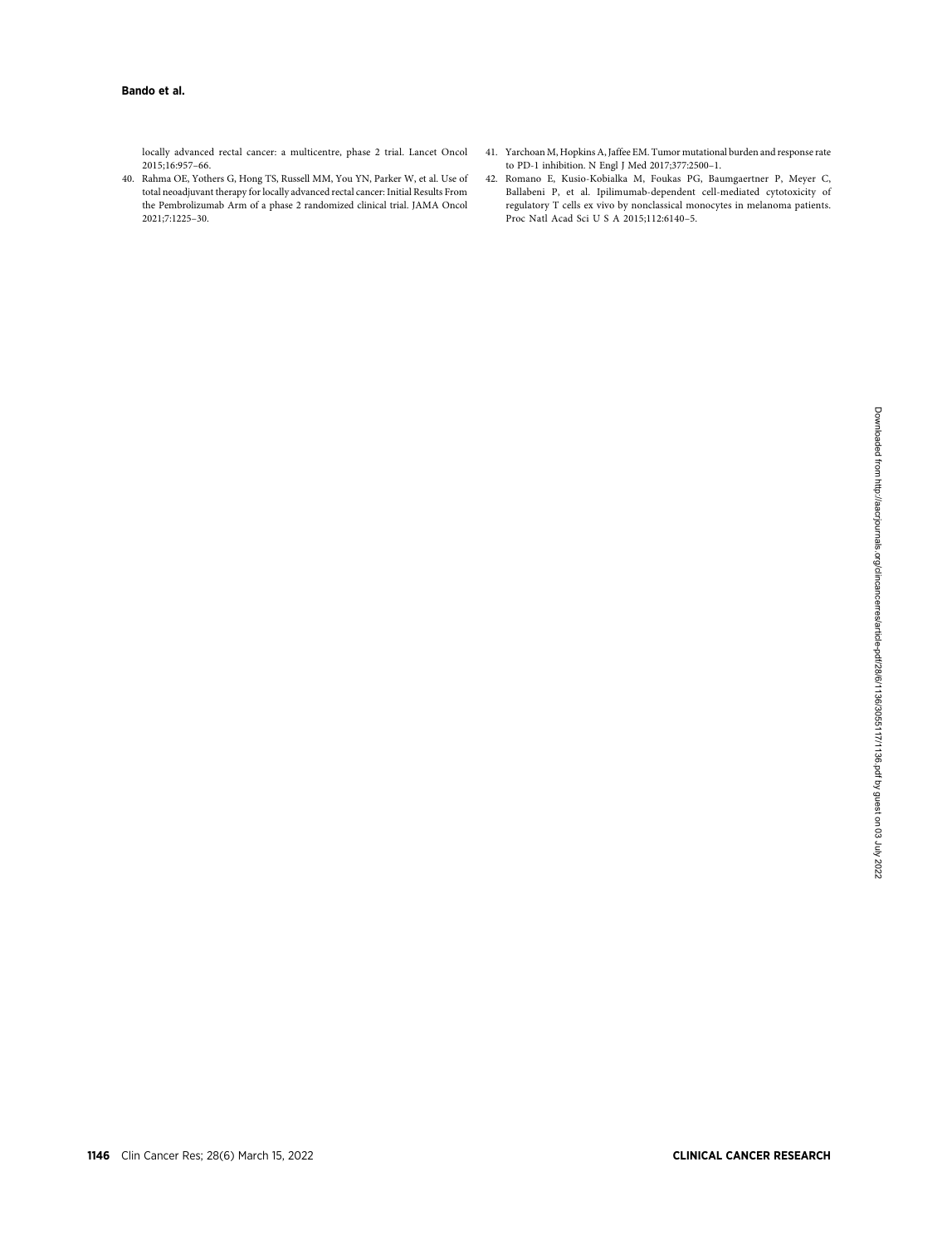locally advanced rectal cancer: a multicentre, phase 2 trial. Lancet Oncol 2015;16:957–66.

40. Rahma OE, Yothers G, Hong TS, Russell MM, You YN, Parker W, et al. Use of total neoadjuvant therapy for locally advanced rectal cancer: Initial Results From the Pembrolizumab Arm of a phase 2 randomized clinical trial. JAMA Oncol 2021;7:1225–30.
41. Yarchoan M, Hopkins A, Jaffee EM. Tumor mutational burden and response rate to PD-1 inhibition. N Engl J Med 2017;377:2500–1.
42. Romano E, Kusio-Kobialka M, Foukas PG, Baumgaertner P, Meyer C, Ballabeni P, et al. Ipilimumab-dependent cell-mediated cytotoxicity of regulatory T cells ex vivo by nonclassical monocytes in melanoma patients. Proc Natl Acad Sci U S A 2015;112:6140–5.